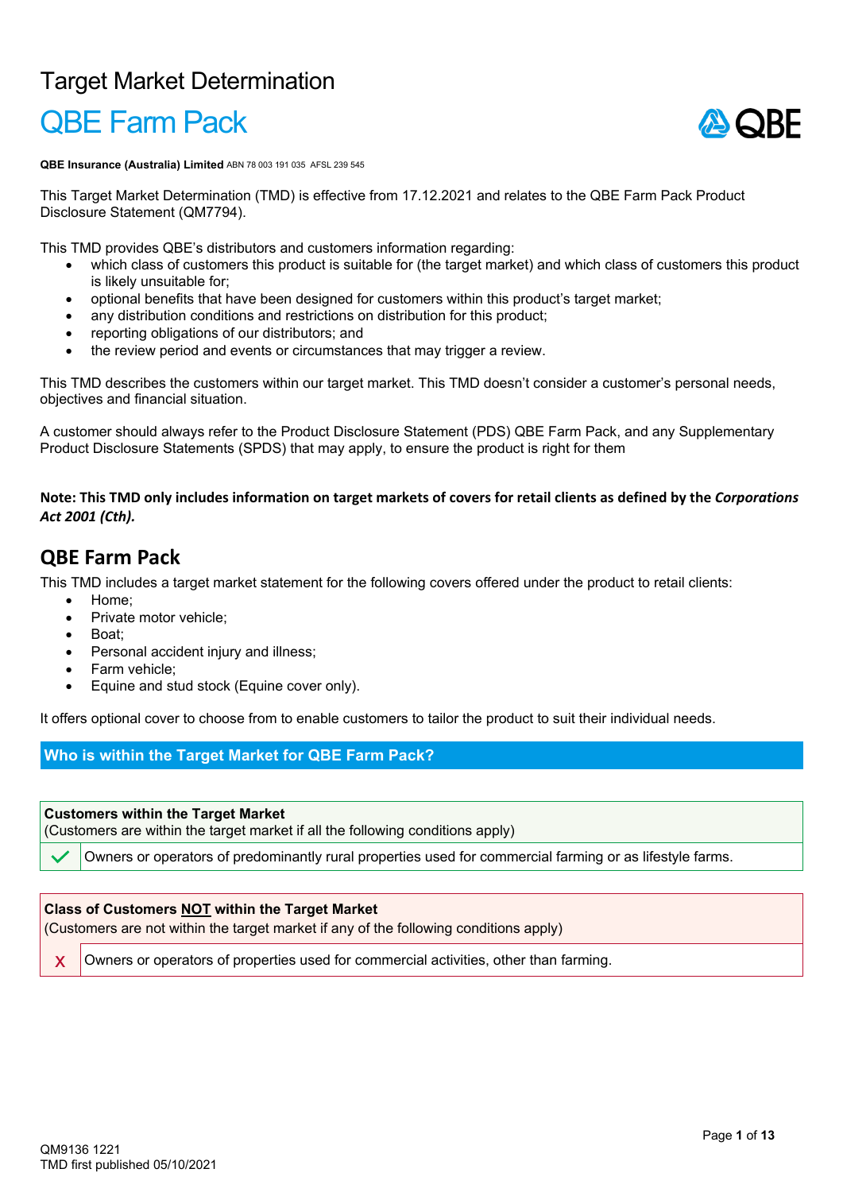# Target Market Determination

# QBE Farm Pack

**QBE Insurance (Australia) Limited** ABN 78 003 191 035 AFSL 239 545

This Target Market Determination (TMD) is effective from 17.12.2021 and relates to the QBE Farm Pack Product Disclosure Statement (QM7794).

This TMD provides QBE's distributors and customers information regarding:

- which class of customers this product is suitable for (the target market) and which class of customers this product is likely unsuitable for;
- optional benefits that have been designed for customers within this product's target market;
- any distribution conditions and restrictions on distribution for this product;
- reporting obligations of our distributors; and
- the review period and events or circumstances that may trigger a review.

This TMD describes the customers within our target market. This TMD doesn't consider a customer's personal needs, objectives and financial situation.

A customer should always refer to the Product Disclosure Statement (PDS) QBE Farm Pack, and any Supplementary Product Disclosure Statements (SPDS) that may apply, to ensure the product is right for them

**Note: This TMD only includes information on target markets of covers for retail clients as defined by the *Corporations Act 2001 (Cth).***

## QBE Farm Pack

This TMD includes a target market statement for the following covers offered under the product to retail clients:

- Home;
- Private motor vehicle;
- Boat;
- Personal accident injury and illness;
- Farm vehicle;
- Equine and stud stock (Equine cover only).

It offers optional cover to choose from to enable customers to tailor the product to suit their individual needs.

## Who is within the Target Market for QBE Farm Pack?

| **Customers within the Target Market** (Customers are within the target market if all the following conditions apply) | |
|---|---|
| ✓ | Owners or operators of predominantly rural properties used for commercial farming or as lifestyle farms. |

| **Class of Customers NOT within the Target Market** (Customers are not within the target market if any of the following conditions apply) | |
|---|---|
| X | Owners or operators of properties used for commercial activities, other than farming. |

QM9136 1221
TMD first published 05/10/2021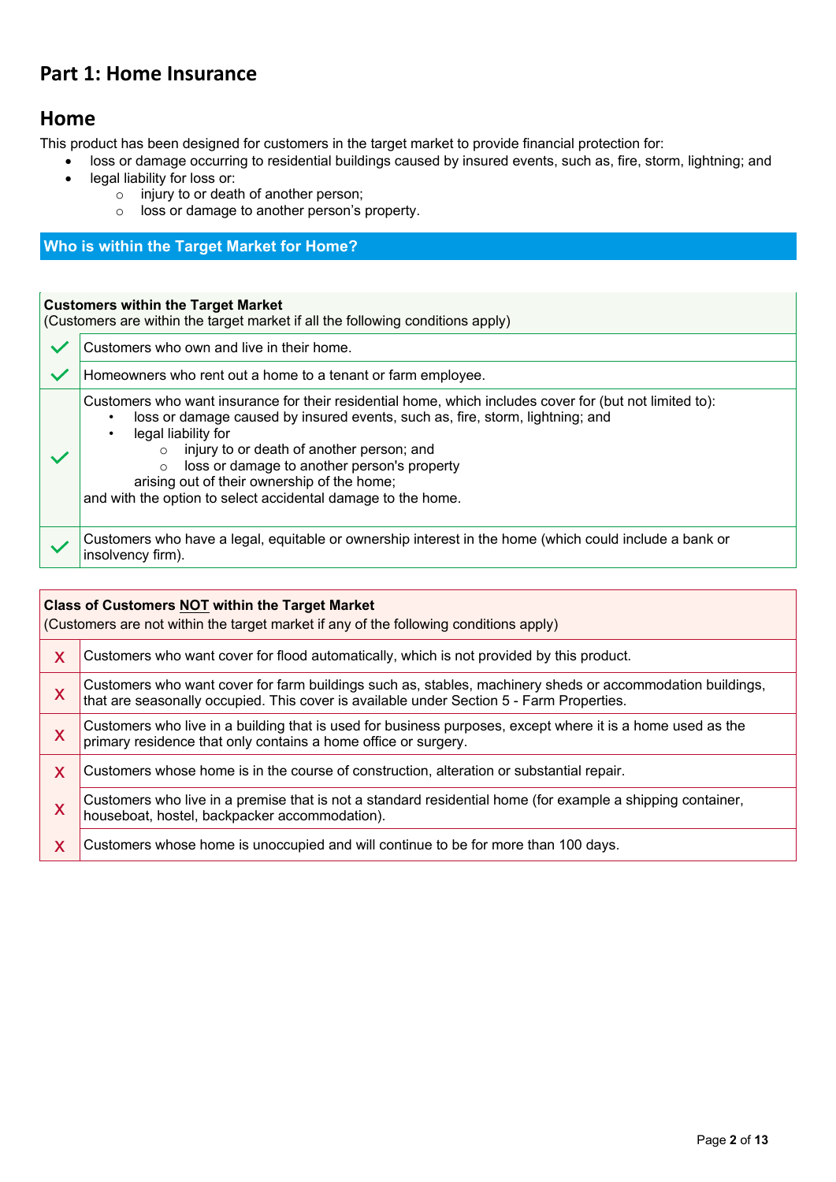# Part 1: Home Insurance

## Home

This product has been designed for customers in the target market to provide financial protection for:

- loss or damage occurring to residential buildings caused by insured events, such as, fire, storm, lightning; and
- legal liability for loss or:
  - injury to or death of another person;
  - loss or damage to another person's property.

### Who is within the Target Market for Home?

| | **Customers within the Target Market**<br>(Customers are within the target market if all the following conditions apply) |
|---|---|
| ✓ | Customers who own and live in their home. |
| ✓ | Homeowners who rent out a home to a tenant or farm employee. |
| ✓ | Customers who want insurance for their residential home, which includes cover for (but not limited to):<br>• loss or damage caused by insured events, such as, fire, storm, lightning; and<br>• legal liability for<br>  ○ injury to or death of another person; and<br>  ○ loss or damage to another person's property<br>arising out of their ownership of the home;<br>and with the option to select accidental damage to the home. |
| ✓ | Customers who have a legal, equitable or ownership interest in the home (which could include a bank or insolvency firm). |

| | **Class of Customers NOT within the Target Market**<br>(Customers are not within the target market if any of the following conditions apply) |
|---|---|
| X | Customers who want cover for flood automatically, which is not provided by this product. |
| X | Customers who want cover for farm buildings such as, stables, machinery sheds or accommodation buildings, that are seasonally occupied. This cover is available under Section 5 - Farm Properties. |
| X | Customers who live in a building that is used for business purposes, except where it is a home used as the primary residence that only contains a home office or surgery. |
| X | Customers whose home is in the course of construction, alteration or substantial repair. |
| X | Customers who live in a premise that is not a standard residential home (for example a shipping container, houseboat, hostel, backpacker accommodation). |
| X | Customers whose home is unoccupied and will continue to be for more than 100 days. |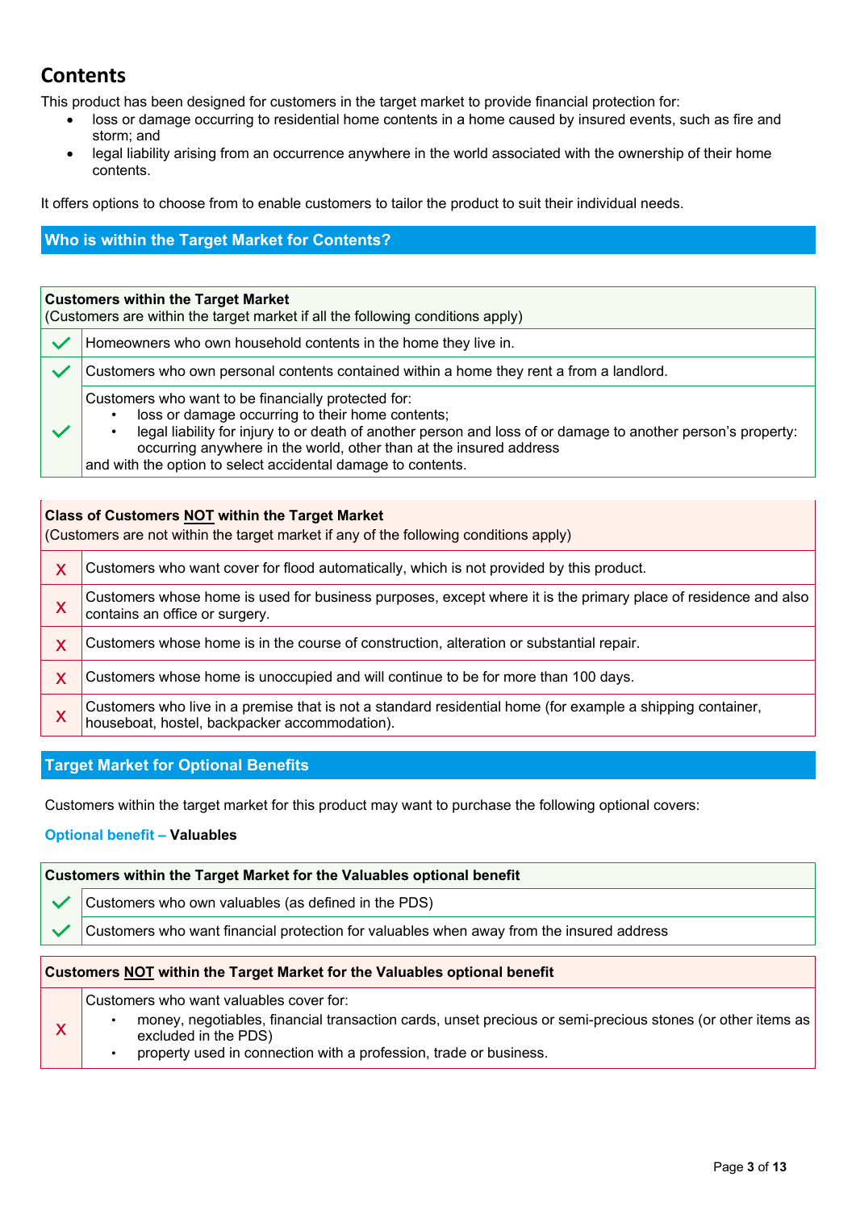## Contents

This product has been designed for customers in the target market to provide financial protection for:

- loss or damage occurring to residential home contents in a home caused by insured events, such as fire and storm; and
- legal liability arising from an occurrence anywhere in the world associated with the ownership of their home contents.

It offers options to choose from to enable customers to tailor the product to suit their individual needs.

### Who is within the Target Market for Contents?

| **Customers within the Target Market**<br>(Customers are within the target market if all the following conditions apply) | |
|---|---|
| ✓ | Homeowners who own household contents in the home they live in. |
| ✓ | Customers who own personal contents contained within a home they rent a from a landlord. |
| ✓ | Customers who want to be financially protected for:<br>• loss or damage occurring to their home contents;<br>• legal liability for injury to or death of another person and loss of or damage to another person's property: occurring anywhere in the world, other than at the insured address<br>and with the option to select accidental damage to contents. |

| **Class of Customers <u>NOT</u> within the Target Market**<br>(Customers are not within the target market if any of the following conditions apply) | |
|---|---|
| X | Customers who want cover for flood automatically, which is not provided by this product. |
| X | Customers whose home is used for business purposes, except where it is the primary place of residence and also contains an office or surgery. |
| X | Customers whose home is in the course of construction, alteration or substantial repair. |
| X | Customers whose home is unoccupied and will continue to be for more than 100 days. |
| X | Customers who live in a premise that is not a standard residential home (for example a shipping container, houseboat, hostel, backpacker accommodation). |

### Target Market for Optional Benefits

Customers within the target market for this product may want to purchase the following optional covers:

**Optional benefit – Valuables**

| **Customers within the Target Market for the Valuables optional benefit** | |
|---|---|
| ✓ | Customers who own valuables (as defined in the PDS) |
| ✓ | Customers who want financial protection for valuables when away from the insured address |

| **Customers <u>NOT</u> within the Target Market for the Valuables optional benefit** | |
|---|---|
| X | Customers who want valuables cover for:<br>• money, negotiables, financial transaction cards, unset precious or semi-precious stones (or other items as excluded in the PDS)<br>• property used in connection with a profession, trade or business. |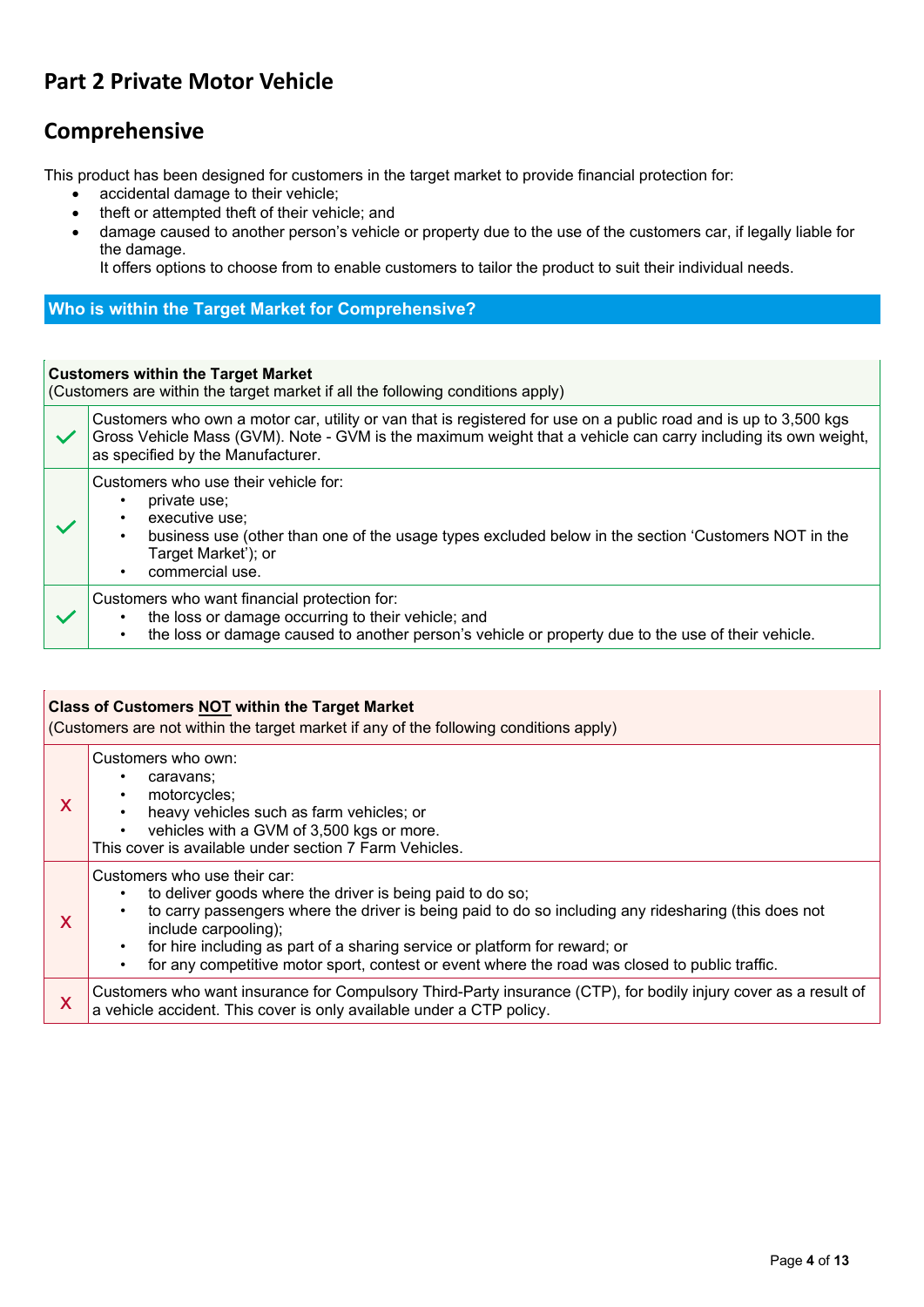# Part 2 Private Motor Vehicle

## Comprehensive

This product has been designed for customers in the target market to provide financial protection for:

- accidental damage to their vehicle;
- theft or attempted theft of their vehicle; and
- damage caused to another person's vehicle or property due to the use of the customers car, if legally liable for the damage.

  It offers options to choose from to enable customers to tailor the product to suit their individual needs.

### Who is within the Target Market for Comprehensive?

| **Customers within the Target Market**<br>(Customers are within the target market if all the following conditions apply) | |
|---|---|
| ✓ | Customers who own a motor car, utility or van that is registered for use on a public road and is up to 3,500 kgs Gross Vehicle Mass (GVM). Note - GVM is the maximum weight that a vehicle can carry including its own weight, as specified by the Manufacturer. |
| ✓ | Customers who use their vehicle for:<br>• private use;<br>• executive use;<br>• business use (other than one of the usage types excluded below in the section 'Customers NOT in the Target Market'); or<br>• commercial use. |
| ✓ | Customers who want financial protection for:<br>• the loss or damage occurring to their vehicle; and<br>• the loss or damage caused to another person's vehicle or property due to the use of their vehicle. |

| **Class of Customers NOT within the Target Market**<br>(Customers are not within the target market if any of the following conditions apply) | |
|---|---|
| X | Customers who own:<br>• caravans;<br>• motorcycles;<br>• heavy vehicles such as farm vehicles; or<br>• vehicles with a GVM of 3,500 kgs or more.<br>This cover is available under section 7 Farm Vehicles. |
| X | Customers who use their car:<br>• to deliver goods where the driver is being paid to do so;<br>• to carry passengers where the driver is being paid to do so including any ridesharing (this does not include carpooling);<br>• for hire including as part of a sharing service or platform for reward; or<br>• for any competitive motor sport, contest or event where the road was closed to public traffic. |
| X | Customers who want insurance for Compulsory Third-Party insurance (CTP), for bodily injury cover as a result of a vehicle accident. This cover is only available under a CTP policy. |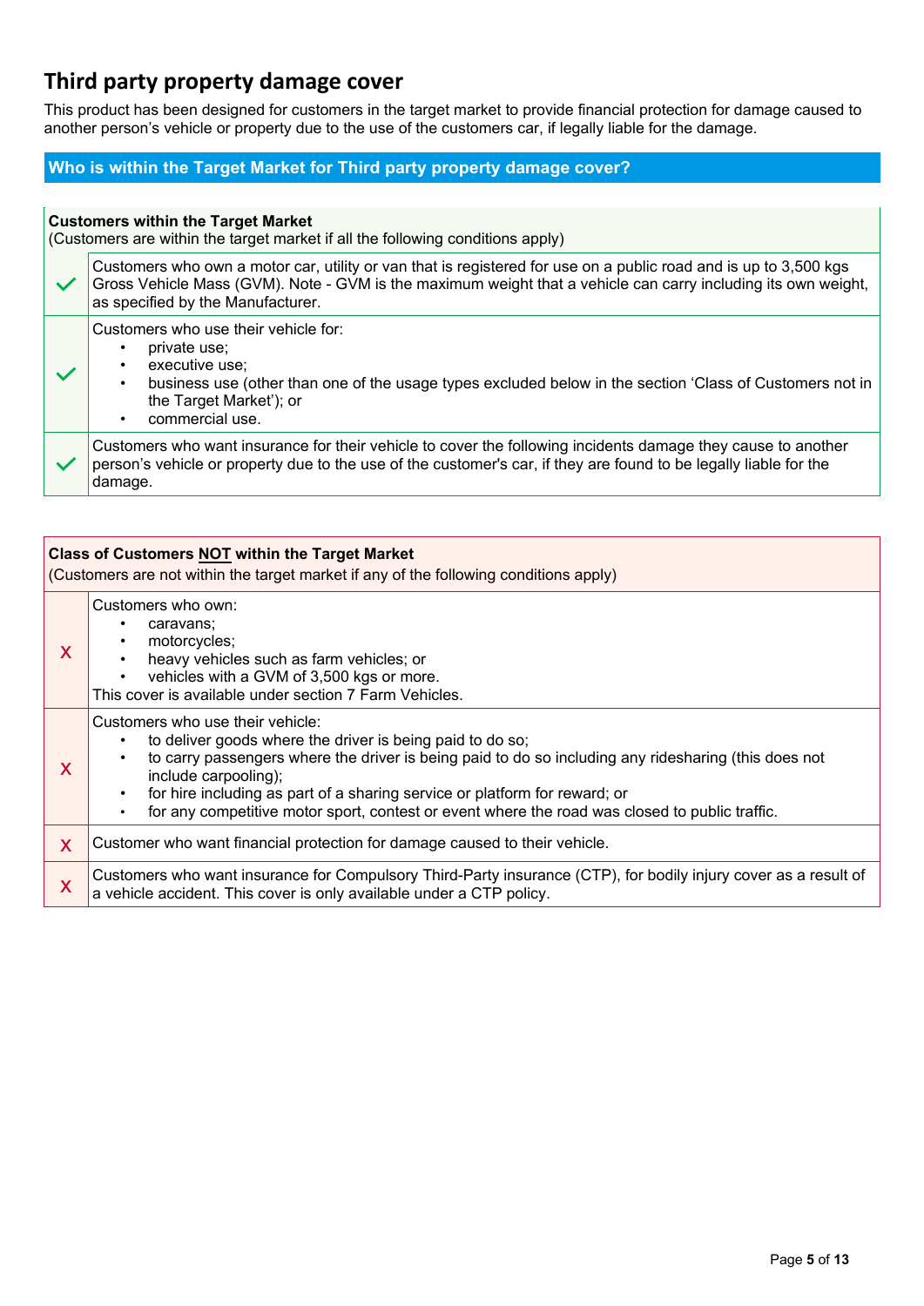# Third party property damage cover

This product has been designed for customers in the target market to provide financial protection for damage caused to another person's vehicle or property due to the use of the customers car, if legally liable for the damage.

## Who is within the Target Market for Third party property damage cover?

| **Customers within the Target Market**<br>(Customers are within the target market if all the following conditions apply) | |
|---|---|
| ✓ | Customers who own a motor car, utility or van that is registered for use on a public road and is up to 3,500 kgs Gross Vehicle Mass (GVM). Note - GVM is the maximum weight that a vehicle can carry including its own weight, as specified by the Manufacturer. |
| ✓ | Customers who use their vehicle for:<br>• private use;<br>• executive use;<br>• business use (other than one of the usage types excluded below in the section 'Class of Customers not in the Target Market'); or<br>• commercial use. |
| ✓ | Customers who want insurance for their vehicle to cover the following incidents damage they cause to another person's vehicle or property due to the use of the customer's car, if they are found to be legally liable for the damage. |

| **Class of Customers <u>NOT</u> within the Target Market**<br>(Customers are not within the target market if any of the following conditions apply) | |
|---|---|
| X | Customers who own:<br>• caravans;<br>• motorcycles;<br>• heavy vehicles such as farm vehicles; or<br>• vehicles with a GVM of 3,500 kgs or more.<br>This cover is available under section 7 Farm Vehicles. |
| X | Customers who use their vehicle:<br>• to deliver goods where the driver is being paid to do so;<br>• to carry passengers where the driver is being paid to do so including any ridesharing (this does not include carpooling);<br>• for hire including as part of a sharing service or platform for reward; or<br>• for any competitive motor sport, contest or event where the road was closed to public traffic. |
| X | Customer who want financial protection for damage caused to their vehicle. |
| X | Customers who want insurance for Compulsory Third-Party insurance (CTP), for bodily injury cover as a result of a vehicle accident. This cover is only available under a CTP policy. |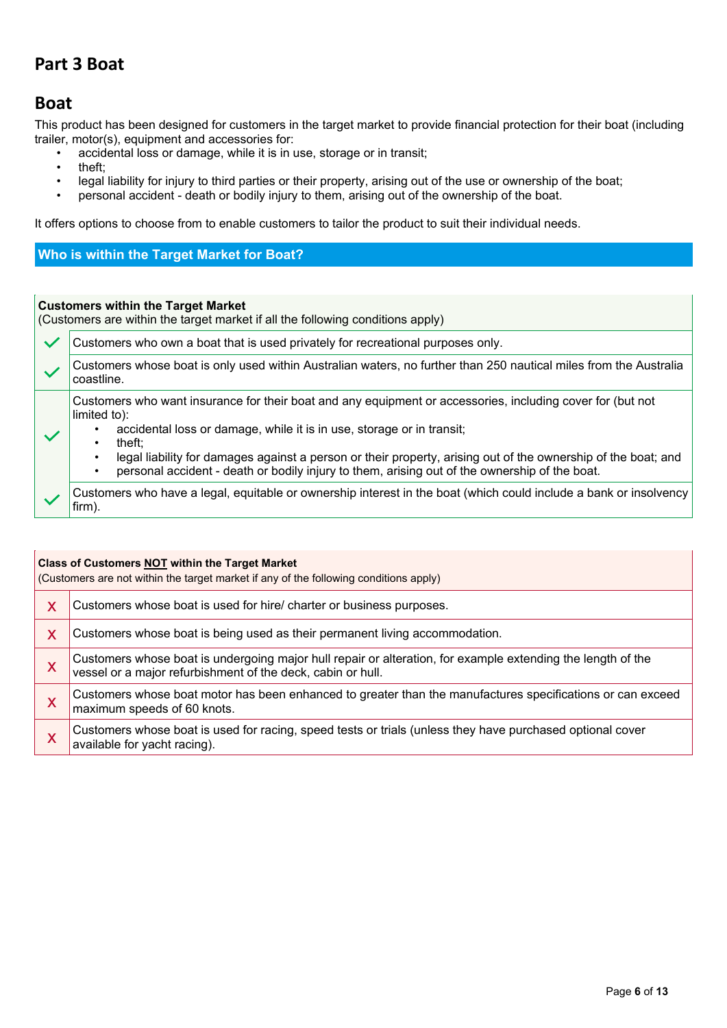# Part 3 Boat

## Boat

This product has been designed for customers in the target market to provide financial protection for their boat (including trailer, motor(s), equipment and accessories for:

- accidental loss or damage, while it is in use, storage or in transit;
- theft;
- legal liability for injury to third parties or their property, arising out of the use or ownership of the boat;
- personal accident - death or bodily injury to them, arising out of the ownership of the boat.

It offers options to choose from to enable customers to tailor the product to suit their individual needs.

### Who is within the Target Market for Boat?

| **Customers within the Target Market**<br>(Customers are within the target market if all the following conditions apply) | |
|---|---|
| ✓ | Customers who own a boat that is used privately for recreational purposes only. |
| ✓ | Customers whose boat is only used within Australian waters, no further than 250 nautical miles from the Australia coastline. |
| ✓ | Customers who want insurance for their boat and any equipment or accessories, including cover for (but not limited to):<br>• accidental loss or damage, while it is in use, storage or in transit;<br>• theft;<br>• legal liability for damages against a person or their property, arising out of the ownership of the boat; and<br>• personal accident - death or bodily injury to them, arising out of the ownership of the boat. |
| ✓ | Customers who have a legal, equitable or ownership interest in the boat (which could include a bank or insolvency firm). |

| **Class of Customers <u>NOT</u> within the Target Market**<br>(Customers are not within the target market if any of the following conditions apply) | |
|---|---|
| X | Customers whose boat is used for hire/ charter or business purposes. |
| X | Customers whose boat is being used as their permanent living accommodation. |
| X | Customers whose boat is undergoing major hull repair or alteration, for example extending the length of the vessel or a major refurbishment of the deck, cabin or hull. |
| X | Customers whose boat motor has been enhanced to greater than the manufactures specifications or can exceed maximum speeds of 60 knots. |
| X | Customers whose boat is used for racing, speed tests or trials (unless they have purchased optional cover available for yacht racing). |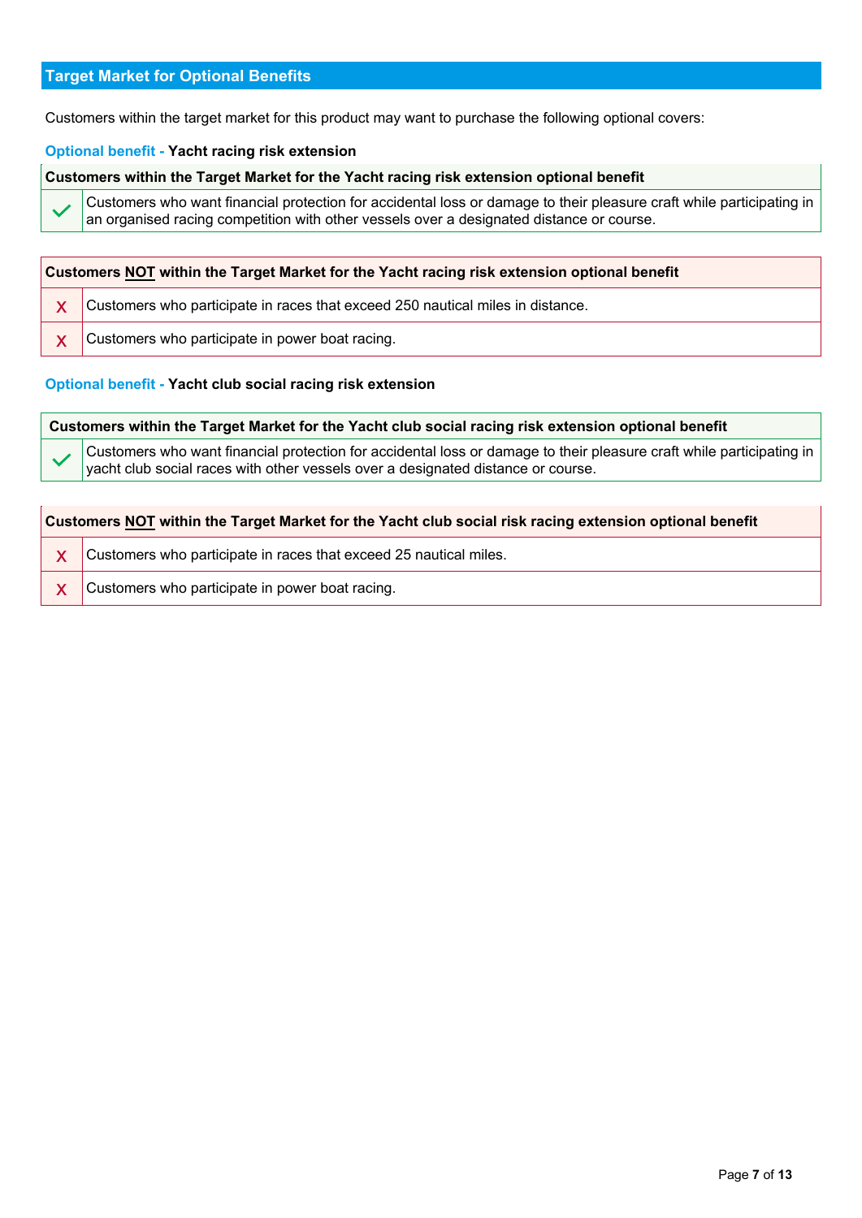## Target Market for Optional Benefits

Customers within the target market for this product may want to purchase the following optional covers:

### Optional benefit - Yacht racing risk extension

| | Customers within the Target Market for the Yacht racing risk extension optional benefit |
|---|---|
| ✓ | Customers who want financial protection for accidental loss or damage to their pleasure craft while participating in an organised racing competition with other vessels over a designated distance or course. |

| | Customers **NOT** within the Target Market for the Yacht racing risk extension optional benefit |
|---|---|
| X | Customers who participate in races that exceed 250 nautical miles in distance. |
| X | Customers who participate in power boat racing. |

### Optional benefit - Yacht club social racing risk extension

| | Customers within the Target Market for the Yacht club social racing risk extension optional benefit |
|---|---|
| ✓ | Customers who want financial protection for accidental loss or damage to their pleasure craft while participating in yacht club social races with other vessels over a designated distance or course. |

| | Customers **NOT** within the Target Market for the Yacht club social risk racing extension optional benefit |
|---|---|
| X | Customers who participate in races that exceed 25 nautical miles. |
| X | Customers who participate in power boat racing. |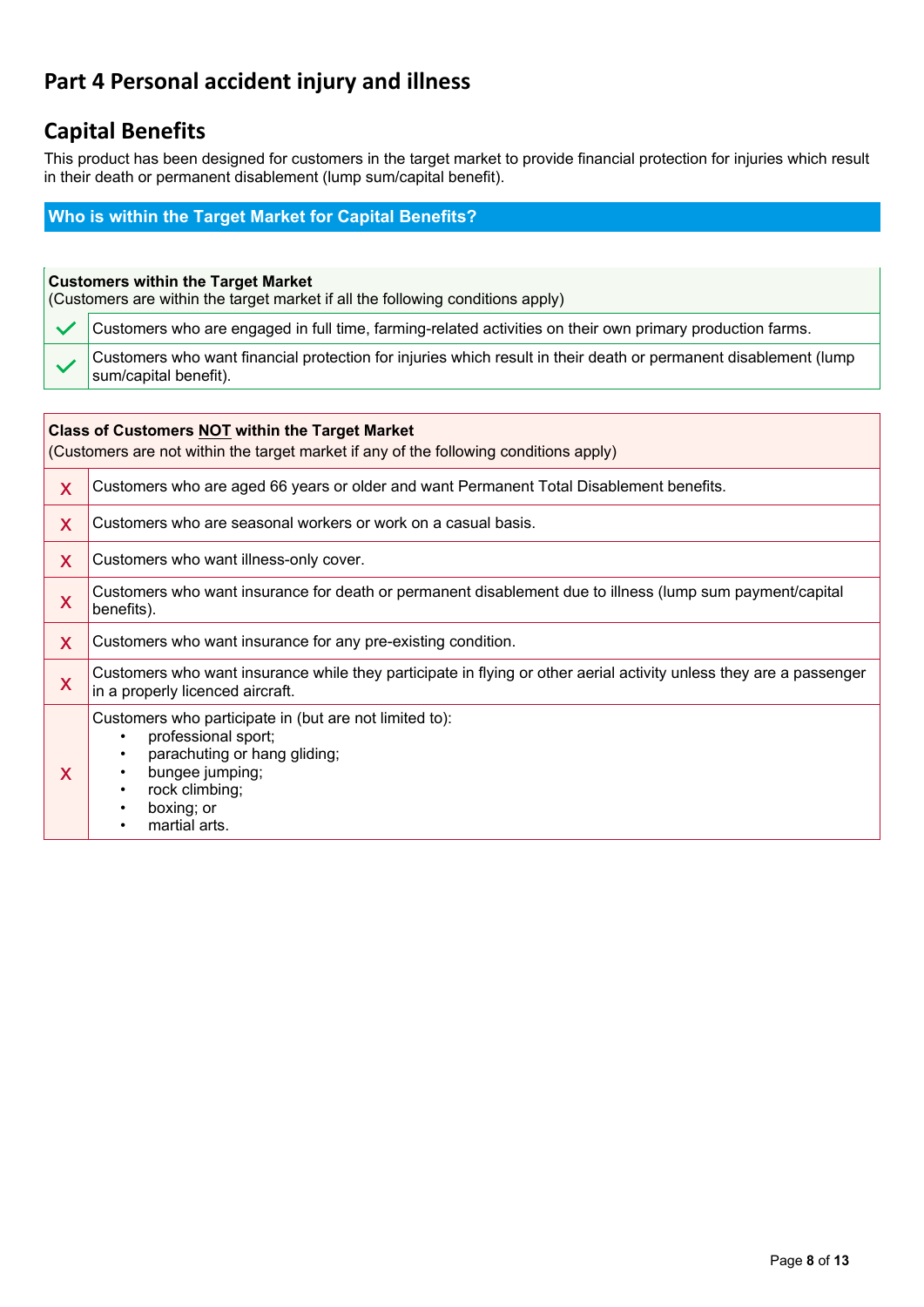# Part 4 Personal accident injury and illness

## Capital Benefits

This product has been designed for customers in the target market to provide financial protection for injuries which result in their death or permanent disablement (lump sum/capital benefit).

### Who is within the Target Market for Capital Benefits?

| **Customers within the Target Market** (Customers are within the target market if all the following conditions apply) | |
|---|---|
| ✓ | Customers who are engaged in full time, farming-related activities on their own primary production farms. |
| ✓ | Customers who want financial protection for injuries which result in their death or permanent disablement (lump sum/capital benefit). |

| **Class of Customers NOT within the Target Market** (Customers are not within the target market if any of the following conditions apply) | |
|---|---|
| X | Customers who are aged 66 years or older and want Permanent Total Disablement benefits. |
| X | Customers who are seasonal workers or work on a casual basis. |
| X | Customers who want illness-only cover. |
| X | Customers who want insurance for death or permanent disablement due to illness (lump sum payment/capital benefits). |
| X | Customers who want insurance for any pre-existing condition. |
| X | Customers who want insurance while they participate in flying or other aerial activity unless they are a passenger in a properly licenced aircraft. |
| X | Customers who participate in (but are not limited to): <br>• professional sport; <br>• parachuting or hang gliding; <br>• bungee jumping; <br>• rock climbing; <br>• boxing; or <br>• martial arts. |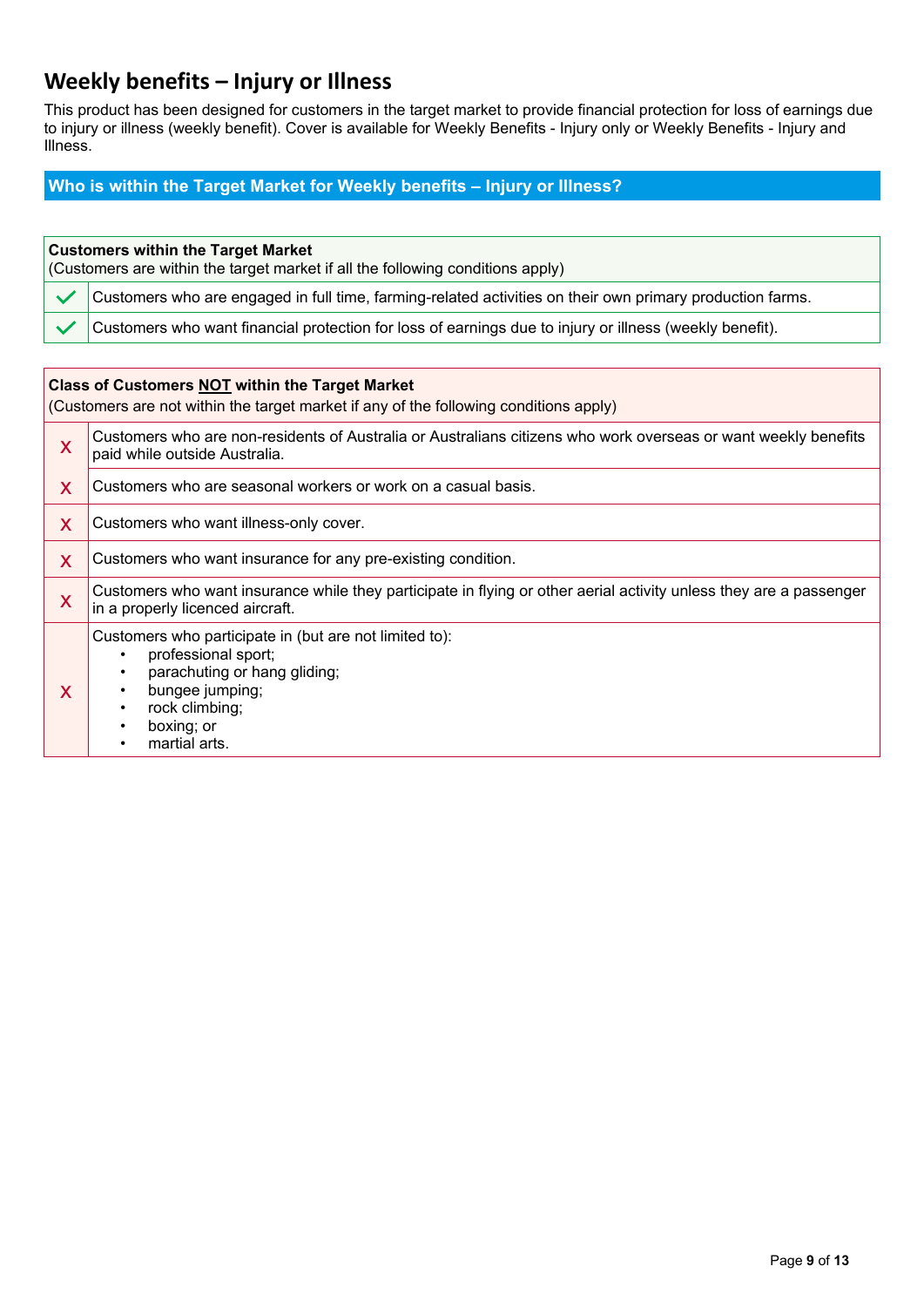## Weekly benefits – Injury or Illness

This product has been designed for customers in the target market to provide financial protection for loss of earnings due to injury or illness (weekly benefit). Cover is available for Weekly Benefits - Injury only or Weekly Benefits - Injury and Illness.

### Who is within the Target Market for Weekly benefits – Injury or Illness?

| **Customers within the Target Market**<br>(Customers are within the target market if all the following conditions apply) | |
|---|---|
| ✓ | Customers who are engaged in full time, farming-related activities on their own primary production farms. |
| ✓ | Customers who want financial protection for loss of earnings due to injury or illness (weekly benefit). |

| **Class of Customers NOT within the Target Market**<br>(Customers are not within the target market if any of the following conditions apply) | |
|---|---|
| X | Customers who are non-residents of Australia or Australians citizens who work overseas or want weekly benefits paid while outside Australia. |
| X | Customers who are seasonal workers or work on a casual basis. |
| X | Customers who want illness-only cover. |
| X | Customers who want insurance for any pre-existing condition. |
| X | Customers who want insurance while they participate in flying or other aerial activity unless they are a passenger in a properly licenced aircraft. |
| X | Customers who participate in (but are not limited to):<br>• professional sport;<br>• parachuting or hang gliding;<br>• bungee jumping;<br>• rock climbing;<br>• boxing; or<br>• martial arts. |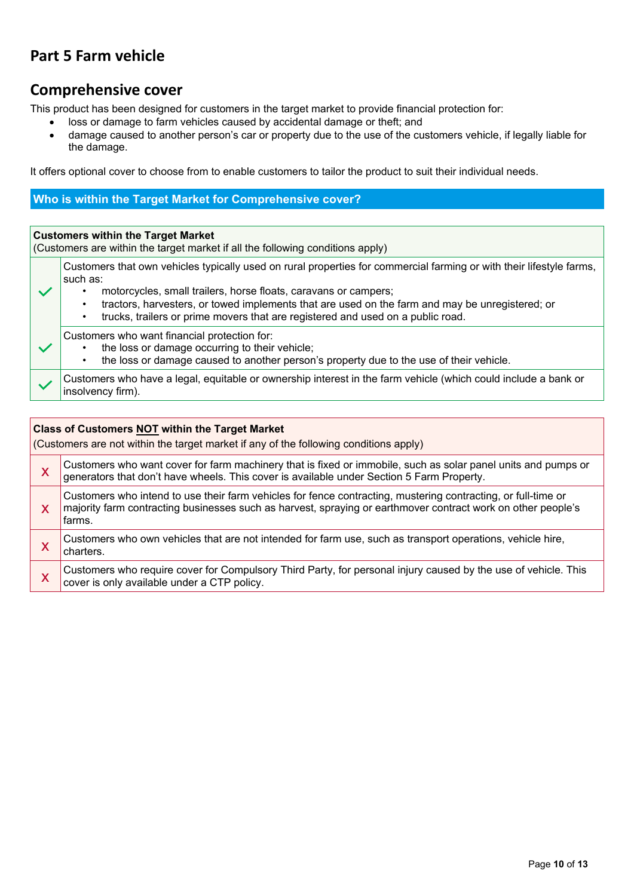# Part 5 Farm vehicle

## Comprehensive cover

This product has been designed for customers in the target market to provide financial protection for:

- loss or damage to farm vehicles caused by accidental damage or theft; and
- damage caused to another person's car or property due to the use of the customers vehicle, if legally liable for the damage.

It offers optional cover to choose from to enable customers to tailor the product to suit their individual needs.

### Who is within the Target Market for Comprehensive cover?

| | **Customers within the Target Market**<br>(Customers are within the target market if all the following conditions apply) |
|---|---|
| ✓ | Customers that own vehicles typically used on rural properties for commercial farming or with their lifestyle farms, such as:<br>• motorcycles, small trailers, horse floats, caravans or campers;<br>• tractors, harvesters, or towed implements that are used on the farm and may be unregistered; or<br>• trucks, trailers or prime movers that are registered and used on a public road. |
| ✓ | Customers who want financial protection for:<br>• the loss or damage occurring to their vehicle;<br>• the loss or damage caused to another person's property due to the use of their vehicle. |
| ✓ | Customers who have a legal, equitable or ownership interest in the farm vehicle (which could include a bank or insolvency firm). |

| | **Class of Customers NOT within the Target Market**<br>(Customers are not within the target market if any of the following conditions apply) |
|---|---|
| X | Customers who want cover for farm machinery that is fixed or immobile, such as solar panel units and pumps or generators that don't have wheels. This cover is available under Section 5 Farm Property. |
| X | Customers who intend to use their farm vehicles for fence contracting, mustering contracting, or full-time or majority farm contracting businesses such as harvest, spraying or earthmover contract work on other people's farms. |
| X | Customers who own vehicles that are not intended for farm use, such as transport operations, vehicle hire, charters. |
| X | Customers who require cover for Compulsory Third Party, for personal injury caused by the use of vehicle. This cover is only available under a CTP policy. |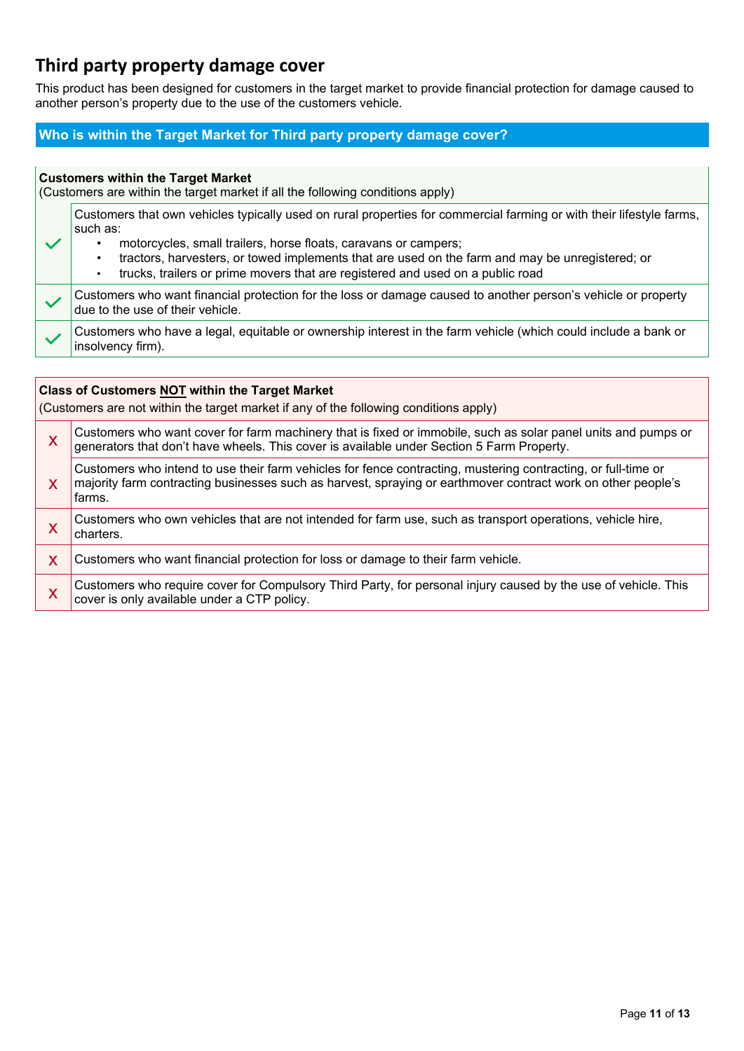## Third party property damage cover

This product has been designed for customers in the target market to provide financial protection for damage caused to another person's property due to the use of the customers vehicle.

### Who is within the Target Market for Third party property damage cover?

| **Customers within the Target Market**<br>(Customers are within the target market if all the following conditions apply) | |
|---|---|
| ✓ | Customers that own vehicles typically used on rural properties for commercial farming or with their lifestyle farms, such as:<br>• motorcycles, small trailers, horse floats, caravans or campers;<br>• tractors, harvesters, or towed implements that are used on the farm and may be unregistered; or<br>• trucks, trailers or prime movers that are registered and used on a public road |
| ✓ | Customers who want financial protection for the loss or damage caused to another person's vehicle or property due to the use of their vehicle. |
| ✓ | Customers who have a legal, equitable or ownership interest in the farm vehicle (which could include a bank or insolvency firm). |

| **Class of Customers NOT within the Target Market**<br>(Customers are not within the target market if any of the following conditions apply) | |
|---|---|
| X | Customers who want cover for farm machinery that is fixed or immobile, such as solar panel units and pumps or generators that don't have wheels. This cover is available under Section 5 Farm Property. |
| X | Customers who intend to use their farm vehicles for fence contracting, mustering contracting, or full-time or majority farm contracting businesses such as harvest, spraying or earthmover contract work on other people's farms. |
| X | Customers who own vehicles that are not intended for farm use, such as transport operations, vehicle hire, charters. |
| X | Customers who want financial protection for loss or damage to their farm vehicle. |
| X | Customers who require cover for Compulsory Third Party, for personal injury caused by the use of vehicle. This cover is only available under a CTP policy. |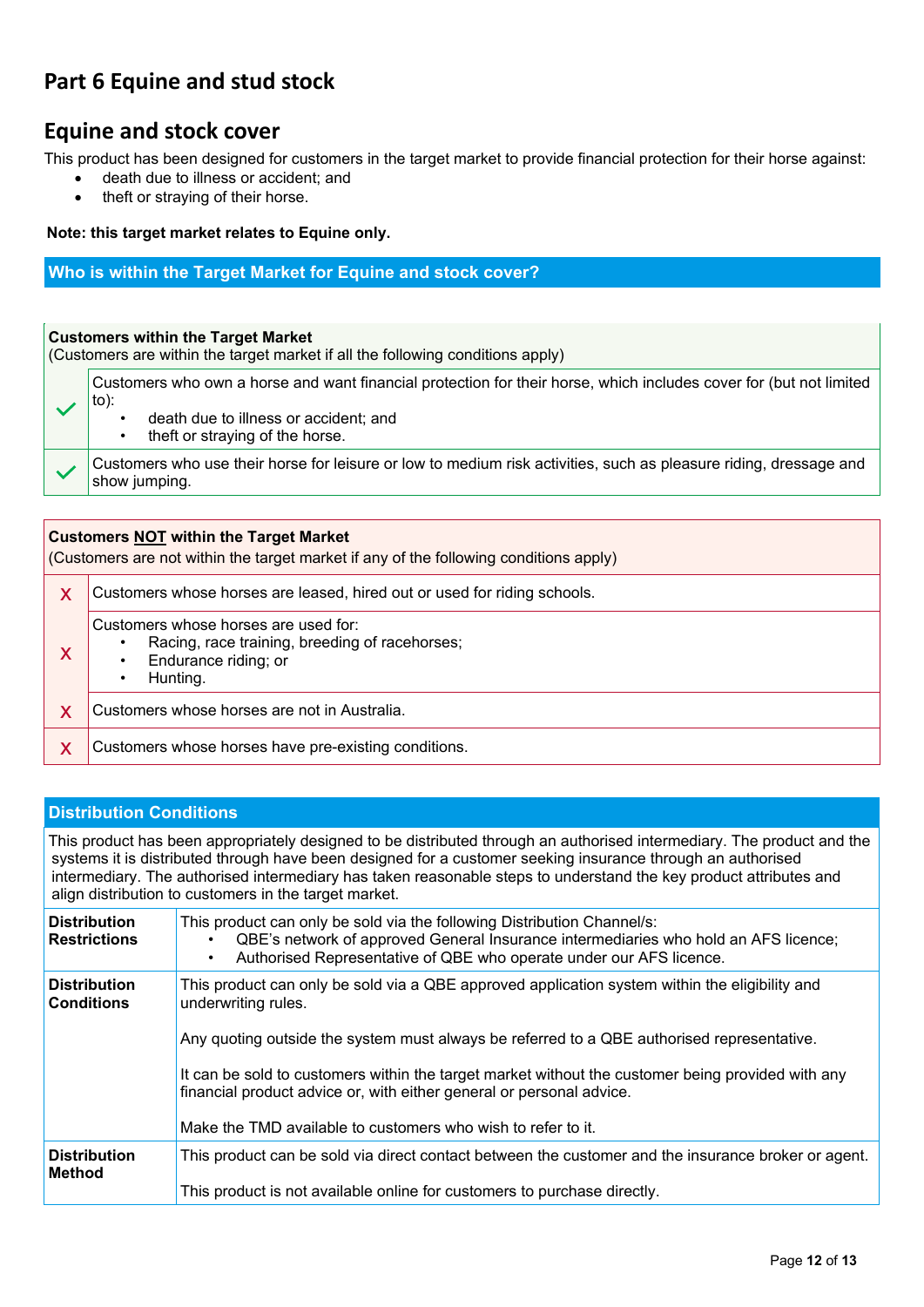# Part 6 Equine and stud stock

## Equine and stock cover

This product has been designed for customers in the target market to provide financial protection for their horse against:

- death due to illness or accident; and
- theft or straying of their horse.

**Note: this target market relates to Equine only.**

### Who is within the Target Market for Equine and stock cover?

**Customers within the Target Market**
(Customers are within the target market if all the following conditions apply)

| | |
|---|---|
| ✓ | Customers who own a horse and want financial protection for their horse, which includes cover for (but not limited to):<br>• death due to illness or accident; and<br>• theft or straying of the horse. |
| ✓ | Customers who use their horse for leisure or low to medium risk activities, such as pleasure riding, dressage and show jumping. |

**Customers NOT within the Target Market**
(Customers are not within the target market if any of the following conditions apply)

| | |
|---|---|
| X | Customers whose horses are leased, hired out or used for riding schools. |
| X | Customers whose horses are used for:<br>• Racing, race training, breeding of racehorses;<br>• Endurance riding; or<br>• Hunting. |
| X | Customers whose horses are not in Australia. |
| X | Customers whose horses have pre-existing conditions. |

### Distribution Conditions

This product has been appropriately designed to be distributed through an authorised intermediary. The product and the systems it is distributed through have been designed for a customer seeking insurance through an authorised intermediary. The authorised intermediary has taken reasonable steps to understand the key product attributes and align distribution to customers in the target market.

| | |
|---|---|
| **Distribution Restrictions** | This product can only be sold via the following Distribution Channel/s:<br>• QBE's network of approved General Insurance intermediaries who hold an AFS licence;<br>• Authorised Representative of QBE who operate under our AFS licence. |
| **Distribution Conditions** | This product can only be sold via a QBE approved application system within the eligibility and underwriting rules.<br><br>Any quoting outside the system must always be referred to a QBE authorised representative.<br><br>It can be sold to customers within the target market without the customer being provided with any financial product advice or, with either general or personal advice.<br><br>Make the TMD available to customers who wish to refer to it. |
| **Distribution Method** | This product can be sold via direct contact between the customer and the insurance broker or agent.<br><br>This product is not available online for customers to purchase directly. |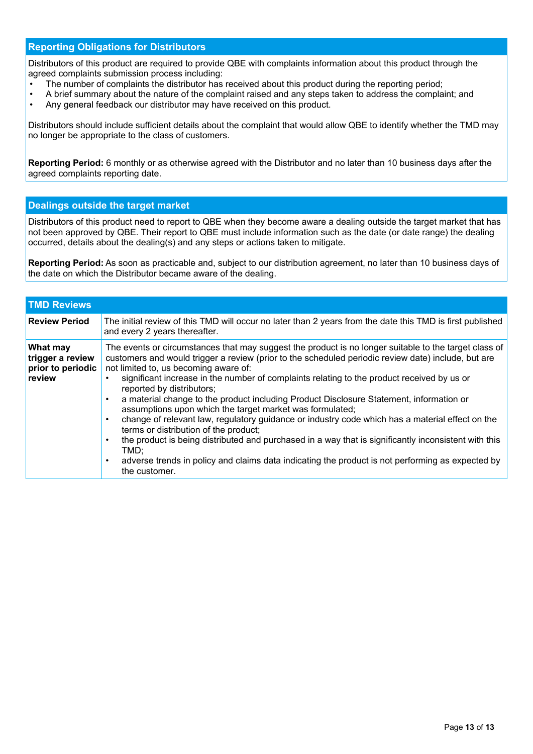## Reporting Obligations for Distributors

Distributors of this product are required to provide QBE with complaints information about this product through the agreed complaints submission process including:

- The number of complaints the distributor has received about this product during the reporting period;
- A brief summary about the nature of the complaint raised and any steps taken to address the complaint; and
- Any general feedback our distributor may have received on this product.

Distributors should include sufficient details about the complaint that would allow QBE to identify whether the TMD may no longer be appropriate to the class of customers.

**Reporting Period:** 6 monthly or as otherwise agreed with the Distributor and no later than 10 business days after the agreed complaints reporting date.

## Dealings outside the target market

Distributors of this product need to report to QBE when they become aware a dealing outside the target market that has not been approved by QBE. Their report to QBE must include information such as the date (or date range) the dealing occurred, details about the dealing(s) and any steps or actions taken to mitigate.

**Reporting Period:** As soon as practicable and, subject to our distribution agreement, no later than 10 business days of the date on which the Distributor became aware of the dealing.

## TMD Reviews

| | |
|---|---|
| **Review Period** | The initial review of this TMD will occur no later than 2 years from the date this TMD is first published and every 2 years thereafter. |
| **What may trigger a review prior to periodic review** | The events or circumstances that may suggest the product is no longer suitable to the target class of customers and would trigger a review (prior to the scheduled periodic review date) include, but are not limited to, us becoming aware of:<br>• significant increase in the number of complaints relating to the product received by us or reported by distributors;<br>• a material change to the product including Product Disclosure Statement, information or assumptions upon which the target market was formulated;<br>• change of relevant law, regulatory guidance or industry code which has a material effect on the terms or distribution of the product;<br>• the product is being distributed and purchased in a way that is significantly inconsistent with this TMD;<br>• adverse trends in policy and claims data indicating the product is not performing as expected by the customer. |